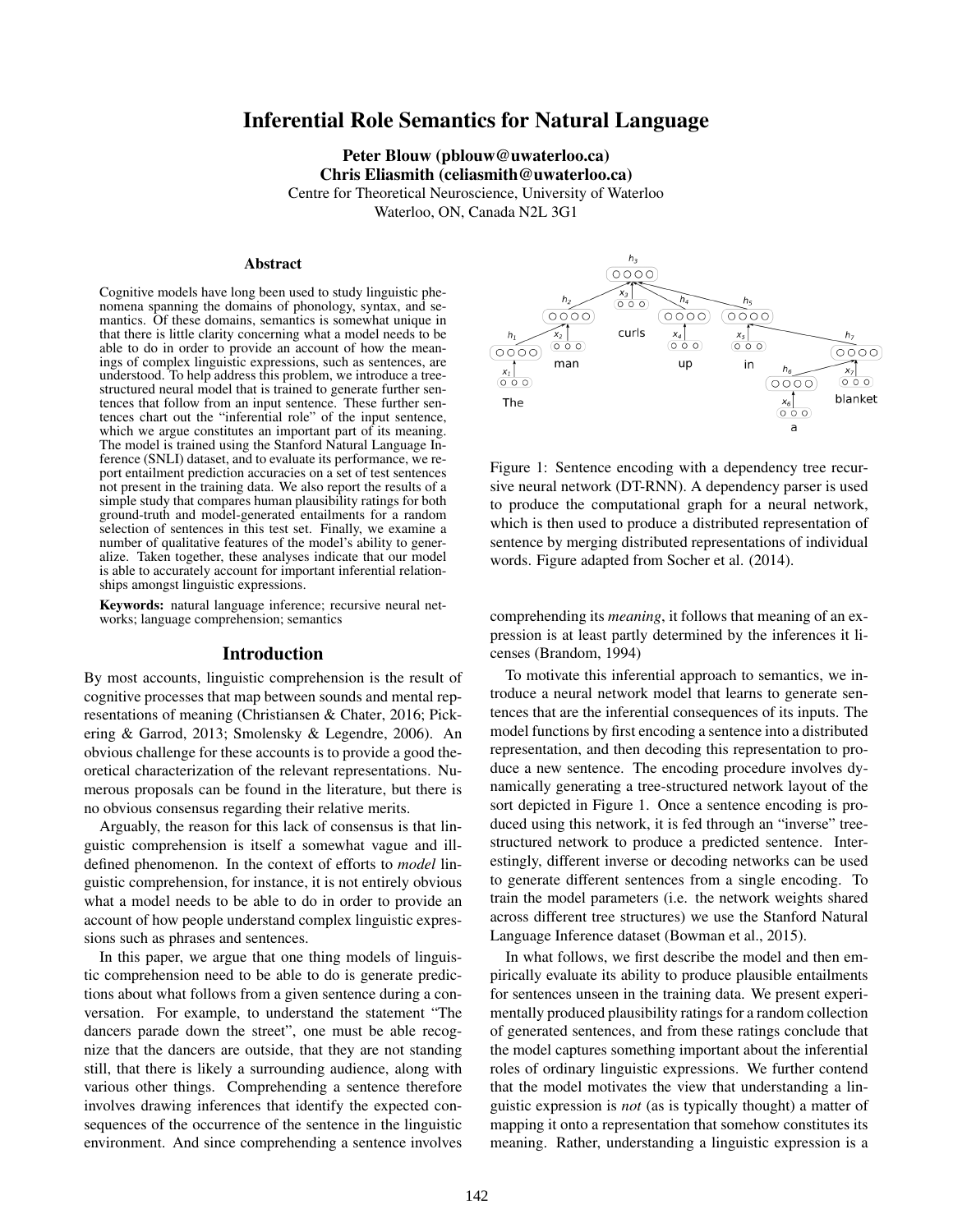# Inferential Role Semantics for Natural Language

**Peter Blouw (pblouw@uwaterloo.ca)**
**Chris Eliasmith (celiasmith@uwaterloo.ca)**
Centre for Theoretical Neuroscience, University of Waterloo
Waterloo, ON, Canada N2L 3G1

## Abstract

Cognitive models have long been used to study linguistic phenomena spanning the domains of phonology, syntax, and semantics. Of these domains, semantics is somewhat unique in that there is little clarity concerning what a model needs to be able to do in order to provide an account of how the meanings of complex linguistic expressions, such as sentences, are understood. To help address this problem, we introduce a tree-structured neural model that is trained to generate further sentences that follow from an input sentence. These further sentences chart out the "inferential role" of the input sentence, which we argue constitutes an important part of its meaning. The model is trained using the Stanford Natural Language Inference (SNLI) dataset, and to evaluate its performance, we report entailment prediction accuracies on a set of test sentences not present in the training data. We also report the results of a simple study that compares human plausibility ratings for both ground-truth and model-generated entailments for a random selection of sentences in this test set. Finally, we examine a number of qualitative features of the model's ability to generalize. Taken together, these analyses indicate that our model is able to accurately account for important inferential relationships amongst linguistic expressions.

**Keywords:** natural language inference; recursive neural networks; language comprehension; semantics

## Introduction

By most accounts, linguistic comprehension is the result of cognitive processes that map between sounds and mental representations of meaning (Christiansen & Chater, 2016; Pickering & Garrod, 2013; Smolensky & Legendre, 2006). An obvious challenge for these accounts is to provide a good theoretical characterization of the relevant representations. Numerous proposals can be found in the literature, but there is no obvious consensus regarding their relative merits.

Arguably, the reason for this lack of consensus is that linguistic comprehension is itself a somewhat vague and ill-defined phenomenon. In the context of efforts to *model* linguistic comprehension, for instance, it is not entirely obvious what a model needs to be able to do in order to provide an account of how people understand complex linguistic expressions such as phrases and sentences.

In this paper, we argue that one thing models of linguistic comprehension need to be able to do is generate predictions about what follows from a given sentence during a conversation. For example, to understand the statement "The dancers parade down the street", one must be able recognize that the dancers are outside, that they are not standing still, that there is likely a surrounding audience, along with various other things. Comprehending a sentence therefore involves drawing inferences that identify the expected consequences of the occurrence of the sentence in the linguistic environment. And since comprehending a sentence involves comprehending its *meaning*, it follows that meaning of an expression is at least partly determined by the inferences it licenses (Brandom, 1994)

Figure 1: Sentence encoding with a dependency tree recursive neural network (DT-RNN). A dependency parser is used to produce the computational graph for a neural network, which is then used to produce a distributed representation of sentence by merging distributed representations of individual words. Figure adapted from Socher et al. (2014).

To motivate this inferential approach to semantics, we introduce a neural network model that learns to generate sentences that are the inferential consequences of its inputs. The model functions by first encoding a sentence into a distributed representation, and then decoding this representation to produce a new sentence. The encoding procedure involves dynamically generating a tree-structured network layout of the sort depicted in Figure 1. Once a sentence encoding is produced using this network, it is fed through an "inverse" tree-structured network to produce a predicted sentence. Interestingly, different inverse or decoding networks can be used to generate different sentences from a single encoding. To train the model parameters (i.e. the network weights shared across different tree structures) we use the Stanford Natural Language Inference dataset (Bowman et al., 2015).

In what follows, we first describe the model and then empirically evaluate its ability to produce plausible entailments for sentences unseen in the training data. We present experimentally produced plausibility ratings for a random collection of generated sentences, and from these ratings conclude that the model captures something important about the inferential roles of ordinary linguistic expressions. We further contend that the model motivates the view that understanding a linguistic expression is *not* (as is typically thought) a matter of mapping it onto a representation that somehow constitutes its meaning. Rather, understanding a linguistic expression is a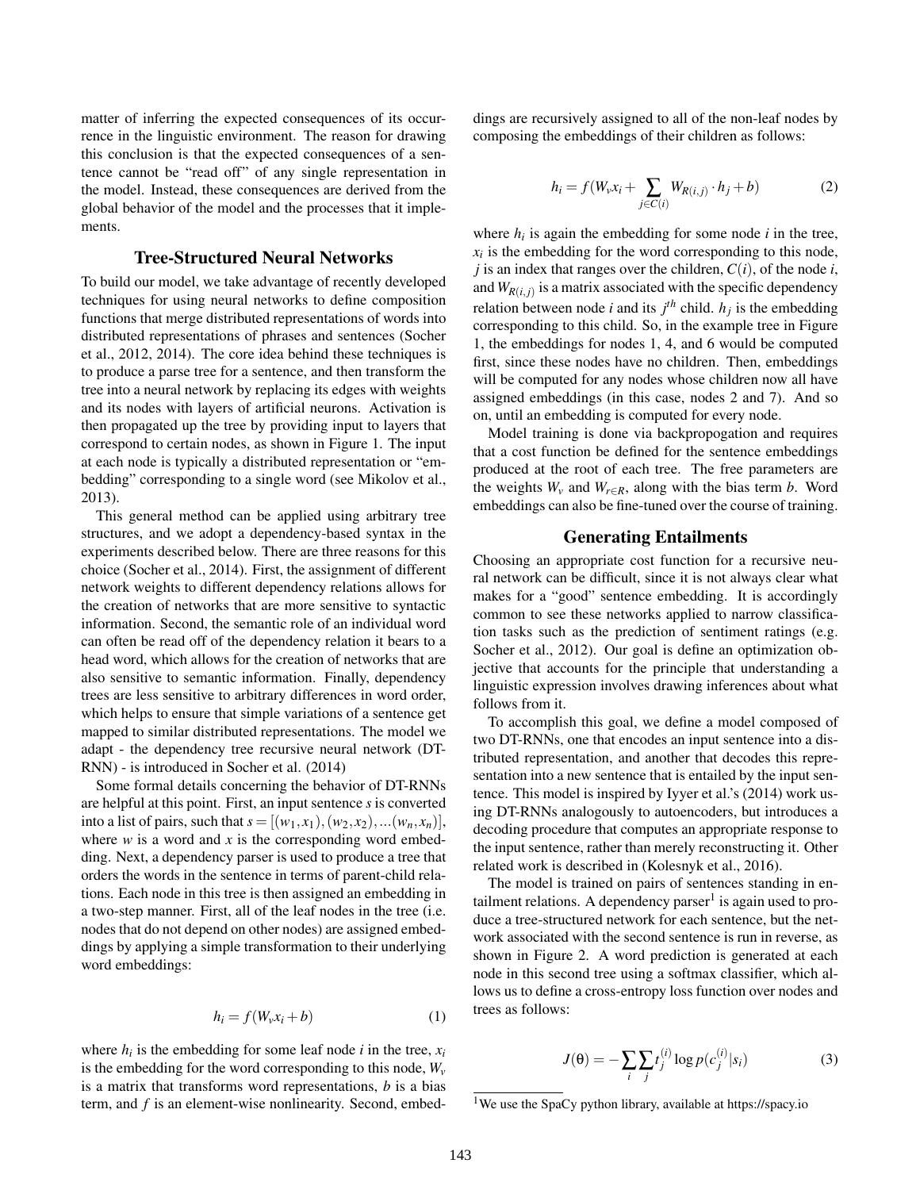matter of inferring the expected consequences of its occurrence in the linguistic environment. The reason for drawing this conclusion is that the expected consequences of a sentence cannot be "read off" of any single representation in the model. Instead, these consequences are derived from the global behavior of the model and the processes that it implements.

## Tree-Structured Neural Networks

To build our model, we take advantage of recently developed techniques for using neural networks to define composition functions that merge distributed representations of words into distributed representations of phrases and sentences (Socher et al., 2012, 2014). The core idea behind these techniques is to produce a parse tree for a sentence, and then transform the tree into a neural network by replacing its edges with weights and its nodes with layers of artificial neurons. Activation is then propagated up the tree by providing input to layers that correspond to certain nodes, as shown in Figure 1. The input at each node is typically a distributed representation or "embedding" corresponding to a single word (see Mikolov et al., 2013).

This general method can be applied using arbitrary tree structures, and we adopt a dependency-based syntax in the experiments described below. There are three reasons for this choice (Socher et al., 2014). First, the assignment of different network weights to different dependency relations allows for the creation of networks that are more sensitive to syntactic information. Second, the semantic role of an individual word can often be read off of the dependency relation it bears to a head word, which allows for the creation of networks that are also sensitive to semantic information. Finally, dependency trees are less sensitive to arbitrary differences in word order, which helps to ensure that simple variations of a sentence get mapped to similar distributed representations. The model we adapt - the dependency tree recursive neural network (DT-RNN) - is introduced in Socher et al. (2014)

Some formal details concerning the behavior of DT-RNNs are helpful at this point. First, an input sentence $s$ is converted into a list of pairs, such that $s = [(w_1, x_1), (w_2, x_2), ...(w_n, x_n)]$, where $w$ is a word and $x$ is the corresponding word embedding. Next, a dependency parser is used to produce a tree that orders the words in the sentence in terms of parent-child relations. Each node in this tree is then assigned an embedding in a two-step manner. First, all of the leaf nodes in the tree (i.e. nodes that do not depend on other nodes) are assigned embeddings by applying a simple transformation to their underlying word embeddings:

$$h_i = f(W_v x_i + b) \tag{1}$$

where $h_i$ is the embedding for some leaf node $i$ in the tree, $x_i$ is the embedding for the word corresponding to this node, $W_v$ is a matrix that transforms word representations, $b$ is a bias term, and $f$ is an element-wise nonlinearity. Second, embeddings are recursively assigned to all of the non-leaf nodes by composing the embeddings of their children as follows:

$$h_i = f(W_v x_i + \sum_{j \in C(i)} W_{R(i,j)} \cdot h_j + b) \tag{2}$$

where $h_i$ is again the embedding for some node $i$ in the tree, $x_i$ is the embedding for the word corresponding to this node, $j$ is an index that ranges over the children, $C(i)$, of the node $i$, and $W_{R(i,j)}$ is a matrix associated with the specific dependency relation between node $i$ and its $j^{th}$ child. $h_j$ is the embedding corresponding to this child. So, in the example tree in Figure 1, the embeddings for nodes 1, 4, and 6 would be computed first, since these nodes have no children. Then, embeddings will be computed for any nodes whose children now all have assigned embeddings (in this case, nodes 2 and 7). And so on, until an embedding is computed for every node.

Model training is done via backpropogation and requires that a cost function be defined for the sentence embeddings produced at the root of each tree. The free parameters are the weights $W_v$ and $W_{r \in R}$, along with the bias term $b$. Word embeddings can also be fine-tuned over the course of training.

## Generating Entailments

Choosing an appropriate cost function for a recursive neural network can be difficult, since it is not always clear what makes for a "good" sentence embedding. It is accordingly common to see these networks applied to narrow classification tasks such as the prediction of sentiment ratings (e.g. Socher et al., 2012). Our goal is define an optimization objective that accounts for the principle that understanding a linguistic expression involves drawing inferences about what follows from it.

To accomplish this goal, we define a model composed of two DT-RNNs, one that encodes an input sentence into a distributed representation, and another that decodes this representation into a new sentence that is entailed by the input sentence. This model is inspired by Iyyer et al.'s (2014) work using DT-RNNs analogously to autoencoders, but introduces a decoding procedure that computes an appropriate response to the input sentence, rather than merely reconstructing it. Other related work is described in (Kolesnyk et al., 2016).

The model is trained on pairs of sentences standing in entailment relations. A dependency parser[1] is again used to produce a tree-structured network for each sentence, but the network associated with the second sentence is run in reverse, as shown in Figure 2. A word prediction is generated at each node in this second tree using a softmax classifier, which allows us to define a cross-entropy loss function over nodes and trees as follows:

$$J(\theta) = -\sum_i \sum_j t_j^{(i)} \log p(c_j^{(i)} | s_i) \tag{3}$$

[1] We use the SpaCy python library, available at https://spacy.io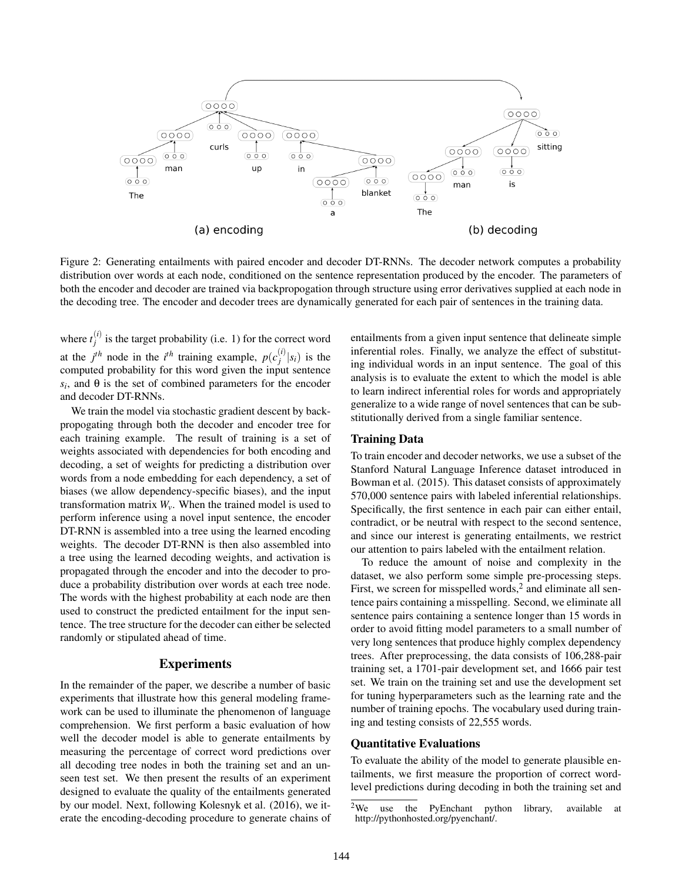Figure 2: Generating entailments with paired encoder and decoder DT-RNNs. The decoder network computes a probability distribution over words at each node, conditioned on the sentence representation produced by the encoder. The parameters of both the encoder and decoder are trained via backpropogation through structure using error derivatives supplied at each node in the decoding tree. The encoder and decoder trees are dynamically generated for each pair of sentences in the training data.

where $t_j^{(i)}$ is the target probability (i.e. 1) for the correct word at the $j^{th}$ node in the $i^{th}$ training example, $p(c_j^{(i)}|s_i)$ is the computed probability for this word given the input sentence $s_i$, and $\theta$ is the set of combined parameters for the encoder and decoder DT-RNNs.

We train the model via stochastic gradient descent by backpropogating through both the decoder and encoder tree for each training example. The result of training is a set of weights associated with dependencies for both encoding and decoding, a set of weights for predicting a distribution over words from a node embedding for each dependency, a set of biases (we allow dependency-specific biases), and the input transformation matrix $W_v$. When the trained model is used to perform inference using a novel input sentence, the encoder DT-RNN is assembled into a tree using the learned encoding weights. The decoder DT-RNN is then also assembled into a tree using the learned decoding weights, and activation is propagated through the encoder and into the decoder to produce a probability distribution over words at each tree node. The words with the highest probability at each node are then used to construct the predicted entailment for the input sentence. The tree structure for the decoder can either be selected randomly or stipulated ahead of time.

## Experiments

In the remainder of the paper, we describe a number of basic experiments that illustrate how this general modeling framework can be used to illuminate the phenomenon of language comprehension. We first perform a basic evaluation of how well the decoder model is able to generate entailments by measuring the percentage of correct word predictions over all decoding tree nodes in both the training set and an unseen test set. We then present the results of an experiment designed to evaluate the quality of the entailments generated by our model. Next, following Kolesnyk et al. (2016), we iterate the encoding-decoding procedure to generate chains of entailments from a given input sentence that delineate simple inferential roles. Finally, we analyze the effect of substituting individual words in an input sentence. The goal of this analysis is to evaluate the extent to which the model is able to learn indirect inferential roles for words and appropriately generalize to a wide range of novel sentences that can be substitutionally derived from a single familiar sentence.

### Training Data

To train encoder and decoder networks, we use a subset of the Stanford Natural Language Inference dataset introduced in Bowman et al. (2015). This dataset consists of approximately 570,000 sentence pairs with labeled inferential relationships. Specifically, the first sentence in each pair can either entail, contradict, or be neutral with respect to the second sentence, and since our interest is generating entailments, we restrict our attention to pairs labeled with the entailment relation.

To reduce the amount of noise and complexity in the dataset, we also perform some simple pre-processing steps. First, we screen for misspelled words,[2] and eliminate all sentence pairs containing a misspelling. Second, we eliminate all sentence pairs containing a sentence longer than 15 words in order to avoid fitting model parameters to a small number of very long sentences that produce highly complex dependency trees. After preprocessing, the data consists of 106,288-pair training set, a 1701-pair development set, and 1666 pair test set. We train on the training set and use the development set for tuning hyperparameters such as the learning rate and the number of training epochs. The vocabulary used during training and testing consists of 22,555 words.

### Quantitative Evaluations

To evaluate the ability of the model to generate plausible entailments, we first measure the proportion of correct word-level predictions during decoding in both the training set and

[2] We use the PyEnchant python library, available at http://pythonhosted.org/pyenchant/.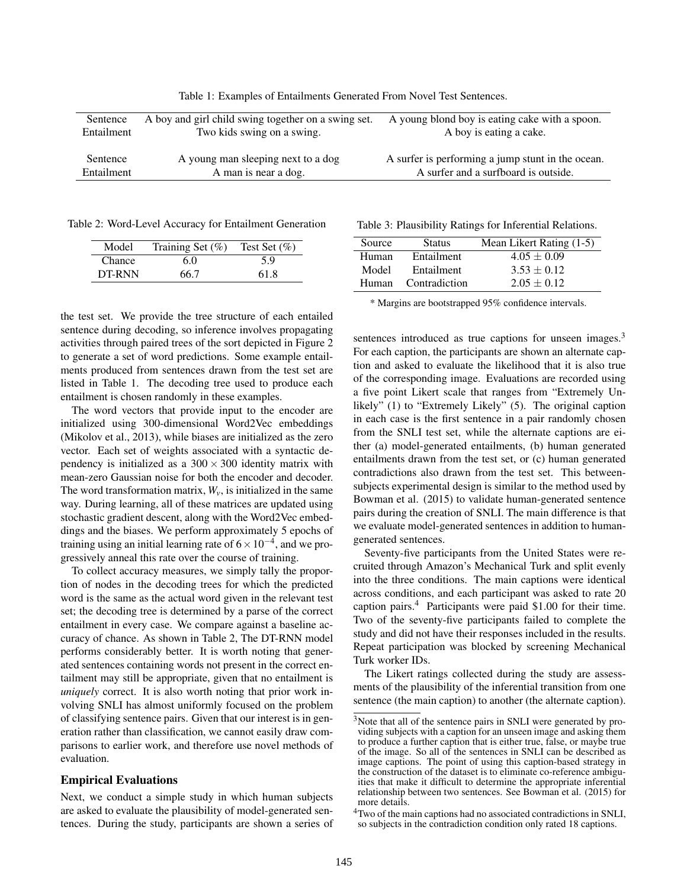Table 1: Examples of Entailments Generated From Novel Test Sentences.

| | | |
|---|---|---|
| Sentence | A boy and girl child swing together on a swing set. | A young blond boy is eating cake with a spoon. |
| Entailment | Two kids swing on a swing. | A boy is eating a cake. |
| Sentence | A young man sleeping next to a dog | A surfer is performing a jump stunt in the ocean. |
| Entailment | A man is near a dog. | A surfer and a surfboard is outside. |

Table 2: Word-Level Accuracy for Entailment Generation

| Model | Training Set (%) | Test Set (%) |
|---|---|---|
| Chance | 6.0 | 5.9 |
| DT-RNN | 66.7 | 61.8 |

Table 3: Plausibility Ratings for Inferential Relations.

| Source | Status | Mean Likert Rating (1-5) |
|---|---|---|
| Human | Entailment | $4.05 \pm 0.09$ |
| Model | Entailment | $3.53 \pm 0.12$ |
| Human | Contradiction | $2.05 \pm 0.12$ |

* Margins are bootstrapped 95% confidence intervals.

the test set. We provide the tree structure of each entailed sentence during decoding, so inference involves propagating activities through paired trees of the sort depicted in Figure 2 to generate a set of word predictions. Some example entailments produced from sentences drawn from the test set are listed in Table 1. The decoding tree used to produce each entailment is chosen randomly in these examples.

The word vectors that provide input to the encoder are initialized using 300-dimensional Word2Vec embeddings (Mikolov et al., 2013), while biases are initialized as the zero vector. Each set of weights associated with a syntactic dependency is initialized as a $300 \times 300$ identity matrix with mean-zero Gaussian noise for both the encoder and decoder. The word transformation matrix, $W_v$, is initialized in the same way. During learning, all of these matrices are updated using stochastic gradient descent, along with the Word2Vec embeddings and the biases. We perform approximately 5 epochs of training using an initial learning rate of $6 \times 10^{-4}$, and we progressively anneal this rate over the course of training.

To collect accuracy measures, we simply tally the proportion of nodes in the decoding trees for which the predicted word is the same as the actual word given in the relevant test set; the decoding tree is determined by a parse of the correct entailment in every case. We compare against a baseline accuracy of chance. As shown in Table 2, The DT-RNN model performs considerably better. It is worth noting that generated sentences containing words not present in the correct entailment may still be appropriate, given that no entailment is *uniquely* correct. It is also worth noting that prior work involving SNLI has almost uniformly focused on the problem of classifying sentence pairs. Given that our interest is in generation rather than classification, we cannot easily draw comparisons to earlier work, and therefore use novel methods of evaluation.

## Empirical Evaluations

Next, we conduct a simple study in which human subjects are asked to evaluate the plausibility of model-generated sentences. During the study, participants are shown a series of sentences introduced as true captions for unseen images.[3] For each caption, the participants are shown an alternate caption and asked to evaluate the likelihood that it is also true of the corresponding image. Evaluations are recorded using a five point Likert scale that ranges from "Extremely Unlikely" (1) to "Extremely Likely" (5). The original caption in each case is the first sentence in a pair randomly chosen from the SNLI test set, while the alternate captions are either (a) model-generated entailments, (b) human generated entailments drawn from the test set, or (c) human generated contradictions also drawn from the test set. This between-subjects experimental design is similar to the method used by Bowman et al. (2015) to validate human-generated sentence pairs during the creation of SNLI. The main difference is that we evaluate model-generated sentences in addition to human-generated sentences.

Seventy-five participants from the United States were recruited through Amazon's Mechanical Turk and split evenly into the three conditions. The main captions were identical across conditions, and each participant was asked to rate 20 caption pairs.[4] Participants were paid $1.00 for their time. Two of the seventy-five participants failed to complete the study and did not have their responses included in the results. Repeat participation was blocked by screening Mechanical Turk worker IDs.

The Likert ratings collected during the study are assessments of the plausibility of the inferential transition from one sentence (the main caption) to another (the alternate caption).

[3] Note that all of the sentence pairs in SNLI were generated by providing subjects with a caption for an unseen image and asking them to produce a further caption that is either true, false, or maybe true of the image. So all of the sentences in SNLI can be described as image captions. The point of using this caption-based strategy in the construction of the dataset is to eliminate co-reference ambiguities that make it difficult to determine the appropriate inferential relationship between two sentences. See Bowman et al. (2015) for more details.

[4] Two of the main captions had no associated contradictions in SNLI, so subjects in the contradiction condition only rated 18 captions.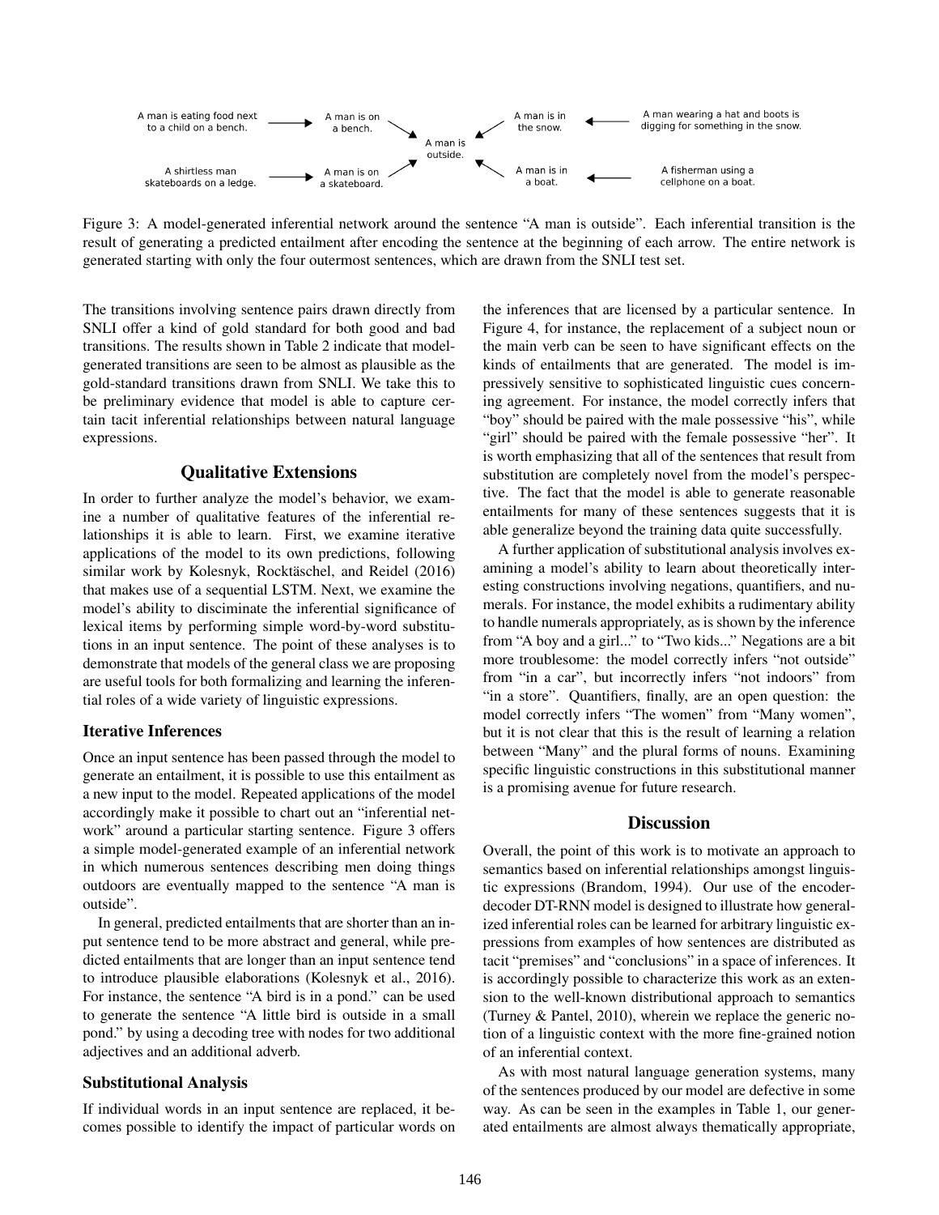A man is eating food next to a child on a bench. → A man is on a bench. → A man is outside.

A shirtless man skateboards on a ledge. → A man is on a skateboard. → A man is outside.

A man wearing a hat and boots is digging for something in the snow. → A man is in the snow. → A man is outside.

A fisherman using a cellphone on a boat. → A man is in a boat. → A man is outside.

Figure 3: A model-generated inferential network around the sentence "A man is outside". Each inferential transition is the result of generating a predicted entailment after encoding the sentence at the beginning of each arrow. The entire network is generated starting with only the four outermost sentences, which are drawn from the SNLI test set.

The transitions involving sentence pairs drawn directly from SNLI offer a kind of gold standard for both good and bad transitions. The results shown in Table 2 indicate that model-generated transitions are seen to be almost as plausible as the gold-standard transitions drawn from SNLI. We take this to be preliminary evidence that model is able to capture certain tacit inferential relationships between natural language expressions.

## Qualitative Extensions

In order to further analyze the model's behavior, we examine a number of qualitative features of the inferential relationships it is able to learn. First, we examine iterative applications of the model to its own predictions, following similar work by Kolesnyk, Rocktäschel, and Reidel (2016) that makes use of a sequential LSTM. Next, we examine the model's ability to discriminate the inferential significance of lexical items by performing simple word-by-word substitutions in an input sentence. The point of these analyses is to demonstrate that models of the general class we are proposing are useful tools for both formalizing and learning the inferential roles of a wide variety of linguistic expressions.

### Iterative Inferences

Once an input sentence has been passed through the model to generate an entailment, it is possible to use this entailment as a new input to the model. Repeated applications of the model accordingly make it possible to chart out an "inferential network" around a particular starting sentence. Figure 3 offers a simple model-generated example of an inferential network in which numerous sentences describing men doing things outdoors are eventually mapped to the sentence "A man is outside".

In general, predicted entailments that are shorter than an input sentence tend to be more abstract and general, while predicted entailments that are longer than an input sentence tend to introduce plausible elaborations (Kolesnyk et al., 2016). For instance, the sentence "A bird is in a pond." can be used to generate the sentence "A little bird is outside in a small pond." by using a decoding tree with nodes for two additional adjectives and an additional adverb.

### Substitutional Analysis

If individual words in an input sentence are replaced, it becomes possible to identify the impact of particular words on the inferences that are licensed by a particular sentence. In Figure 4, for instance, the replacement of a subject noun or the main verb can be seen to have significant effects on the kinds of entailments that are generated. The model is impressively sensitive to sophisticated linguistic cues concerning agreement. For instance, the model correctly infers that "boy" should be paired with the male possessive "his", while "girl" should be paired with the female possessive "her". It is worth emphasizing that all of the sentences that result from substitution are completely novel from the model's perspective. The fact that the model is able to generate reasonable entailments for many of these sentences suggests that it is able generalize beyond the training data quite successfully.

A further application of substitutional analysis involves examining a model's ability to learn about theoretically interesting constructions involving negations, quantifiers, and numerals. For instance, the model exhibits a rudimentary ability to handle numerals appropriately, as is shown by the inference from "A boy and a girl..." to "Two kids..." Negations are a bit more troublesome: the model correctly infers "not outside" from "in a car", but incorrectly infers "not indoors" from "in a store". Quantifiers, finally, are an open question: the model correctly infers "The women" from "Many women", but it is not clear that this is the result of learning a relation between "Many" and the plural forms of nouns. Examining specific linguistic constructions in this substitutional manner is a promising avenue for future research.

## Discussion

Overall, the point of this work is to motivate an approach to semantics based on inferential relationships amongst linguistic expressions (Brandom, 1994). Our use of the encoder-decoder DT-RNN model is designed to illustrate how generalized inferential roles can be learned for arbitrary linguistic expressions from examples of how sentences are distributed as tacit "premises" and "conclusions" in a space of inferences. It is accordingly possible to characterize this work as an extension to the well-known distributional approach to semantics (Turney & Pantel, 2010), wherein we replace the generic notion of a linguistic context with the more fine-grained notion of an inferential context.

As with most natural language generation systems, many of the sentences produced by our model are defective in some way. As can be seen in the examples in Table 1, our generated entailments are almost always thematically appropriate,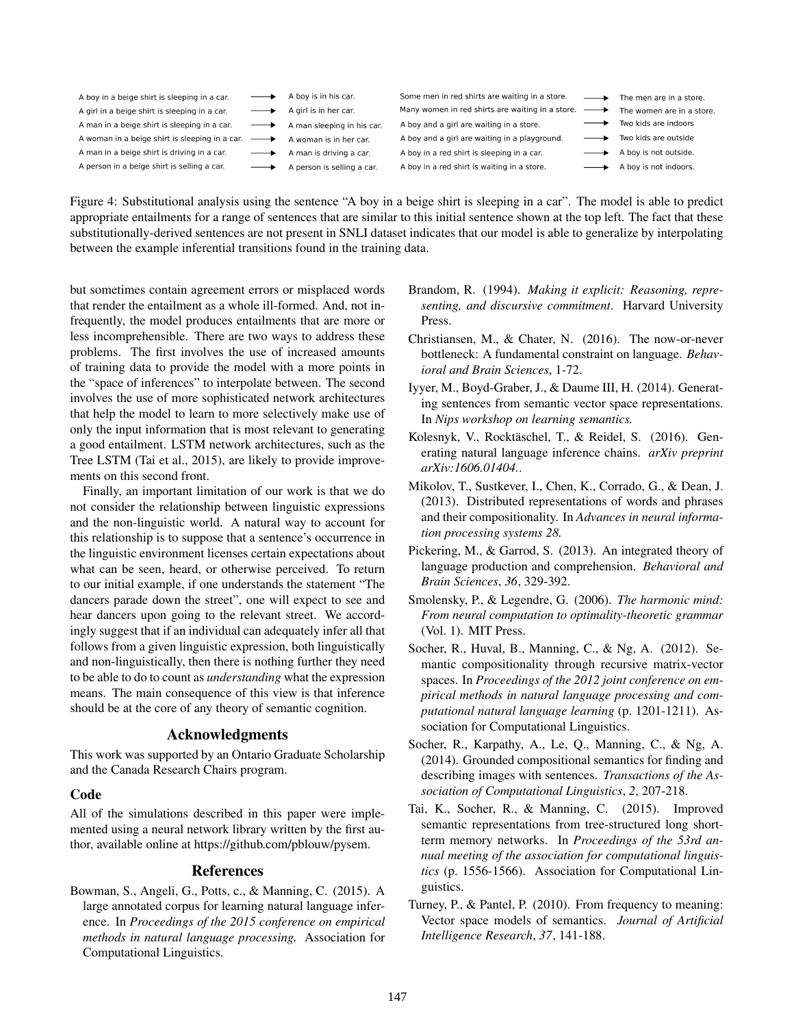A boy in a beige shirt is sleeping in a car. ⟶ A boy is in his car.
A girl in a beige shirt is sleeping in a car. ⟶ A girl is in her car.
A man in a beige shirt is sleeping in a car. ⟶ A man sleeping in his car.
A woman in a beige shirt is sleeping in a car. ⟶ A woman is in her car.
A man in a beige shirt is driving in a car. ⟶ A man is driving a car.
A person in a beige shirt is selling a car. ⟶ A person is selling a car.

Some men in red shirts are waiting in a store. ⟶ The men are in a store.
Many women in red shirts are waiting in a store. ⟶ The women are in a store.
A boy and a girl are waiting in a store. ⟶ Two kids are indoors
A boy and a girl are waiting in a playground. ⟶ Two kids are outside
A boy in a red shirt is sleeping in a car. ⟶ A boy is not outside.
A boy in a red shirt is waiting in a store. ⟶ A boy is not indoors.

Figure 4: Substitutional analysis using the sentence "A boy in a beige shirt is sleeping in a car". The model is able to predict appropriate entailments for a range of sentences that are similar to this initial sentence shown at the top left. The fact that these substitutionally-derived sentences are not present in SNLI dataset indicates that our model is able to generalize by interpolating between the example inferential transitions found in the training data.

but sometimes contain agreement errors or misplaced words that render the entailment as a whole ill-formed. And, not infrequently, the model produces entailments that are more or less incomprehensible. There are two ways to address these problems. The first involves the use of increased amounts of training data to provide the model with a more points in the "space of inferences" to interpolate between. The second involves the use of more sophisticated network architectures that help the model to learn to more selectively make use of only the input information that is most relevant to generating a good entailment. LSTM network architectures, such as the Tree LSTM (Tai et al., 2015), are likely to provide improvements on this second front.

Finally, an important limitation of our work is that we do not consider the relationship between linguistic expressions and the non-linguistic world. A natural way to account for this relationship is to suppose that a sentence's occurrence in the linguistic environment licenses certain expectations about what can be seen, heard, or otherwise perceived. To return to our initial example, if one understands the statement "The dancers parade down the street", one will expect to see and hear dancers upon going to the relevant street. We accordingly suggest that if an individual can adequately infer all that follows from a given linguistic expression, both linguistically and non-linguistically, then there is nothing further they need to be able to do to count as *understanding* what the expression means. The main consequence of this view is that inference should be at the core of any theory of semantic cognition.

## Acknowledgments

This work was supported by an Ontario Graduate Scholarship and the Canada Research Chairs program.

### Code

All of the simulations described in this paper were implemented using a neural network library written by the first author, available online at https://github.com/pblouw/pysem.

## References

Bowman, S., Angeli, G., Potts, c., & Manning, C. (2015). A large annotated corpus for learning natural language inference. In *Proceedings of the 2015 conference on empirical methods in natural language processing.* Association for Computational Linguistics.

Brandom, R. (1994). *Making it explicit: Reasoning, representing, and discursive commitment*. Harvard University Press.

Christiansen, M., & Chater, N. (2016). The now-or-never bottleneck: A fundamental constraint on language. *Behavioral and Brain Sciences*, 1-72.

Iyyer, M., Boyd-Graber, J., & Daume III, H. (2014). Generating sentences from semantic vector space representations. In *Nips workshop on learning semantics.*

Kolesnyk, V., Rocktäschel, T., & Reidel, S. (2016). Generating natural language inference chains. *arXiv preprint arXiv:1606.01404.*.

Mikolov, T., Sustkever, I., Chen, K., Corrado, G., & Dean, J. (2013). Distributed representations of words and phrases and their compositionality. In *Advances in neural information processing systems 28.*

Pickering, M., & Garrod, S. (2013). An integrated theory of language production and comprehension. *Behavioral and Brain Sciences*, *36*, 329-392.

Smolensky, P., & Legendre, G. (2006). *The harmonic mind: From neural computation to optimality-theoretic grammar* (Vol. 1). MIT Press.

Socher, R., Huval, B., Manning, C., & Ng, A. (2012). Semantic compositionality through recursive matrix-vector spaces. In *Proceedings of the 2012 joint conference on empirical methods in natural language processing and computational natural language learning* (p. 1201-1211). Association for Computational Linguistics.

Socher, R., Karpathy, A., Le, Q., Manning, C., & Ng, A. (2014). Grounded compositional semantics for finding and describing images with sentences. *Transactions of the Association of Computational Linguistics*, *2*, 207-218.

Tai, K., Socher, R., & Manning, C. (2015). Improved semantic representations from tree-structured long short-term memory networks. In *Proceedings of the 53rd annual meeting of the association for computational linguistics* (p. 1556-1566). Association for Computational Linguistics.

Turney, P., & Pantel, P. (2010). From frequency to meaning: Vector space models of semantics. *Journal of Artificial Intelligence Research*, *37*, 141-188.